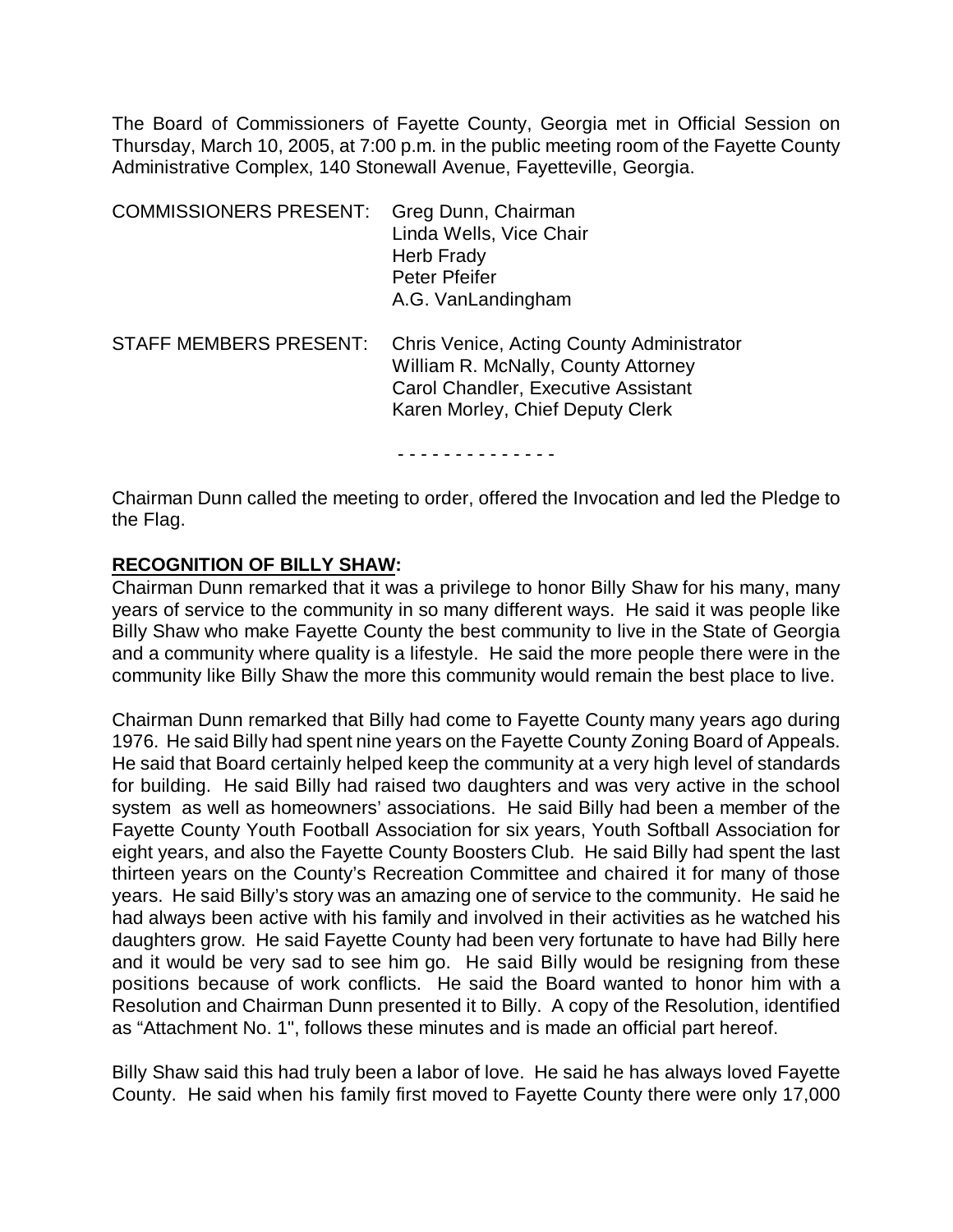The Board of Commissioners of Fayette County, Georgia met in Official Session on Thursday, March 10, 2005, at 7:00 p.m. in the public meeting room of the Fayette County Administrative Complex, 140 Stonewall Avenue, Fayetteville, Georgia.

| COMMISSIONERS PRESENT: | Greg Dunn, Chairman |
| --- | --- |
| | Linda Wells, Vice Chair |
| | Herb Frady |
| | Peter Pfeifer |
| | A.G. VanLandingham |

| STAFF MEMBERS PRESENT: | Chris Venice, Acting County Administrator |
| --- | --- |
| | William R. McNally, County Attorney |
| | Carol Chandler, Executive Assistant |
| | Karen Morley, Chief Deputy Clerk |

- - - - - - - - - - - - - -

Chairman Dunn called the meeting to order, offered the Invocation and led the Pledge to the Flag.

**RECOGNITION OF BILLY SHAW:**

Chairman Dunn remarked that it was a privilege to honor Billy Shaw for his many, many years of service to the community in so many different ways. He said it was people like Billy Shaw who make Fayette County the best community to live in the State of Georgia and a community where quality is a lifestyle. He said the more people there were in the community like Billy Shaw the more this community would remain the best place to live.

Chairman Dunn remarked that Billy had come to Fayette County many years ago during 1976. He said Billy had spent nine years on the Fayette County Zoning Board of Appeals. He said that Board certainly helped keep the community at a very high level of standards for building. He said Billy had raised two daughters and was very active in the school system as well as homeowners' associations. He said Billy had been a member of the Fayette County Youth Football Association for six years, Youth Softball Association for eight years, and also the Fayette County Boosters Club. He said Billy had spent the last thirteen years on the County's Recreation Committee and chaired it for many of those years. He said Billy's story was an amazing one of service to the community. He said he had always been active with his family and involved in their activities as he watched his daughters grow. He said Fayette County had been very fortunate to have had Billy here and it would be very sad to see him go. He said Billy would be resigning from these positions because of work conflicts. He said the Board wanted to honor him with a Resolution and Chairman Dunn presented it to Billy. A copy of the Resolution, identified as "Attachment No. 1", follows these minutes and is made an official part hereof.

Billy Shaw said this had truly been a labor of love. He said he has always loved Fayette County. He said when his family first moved to Fayette County there were only 17,000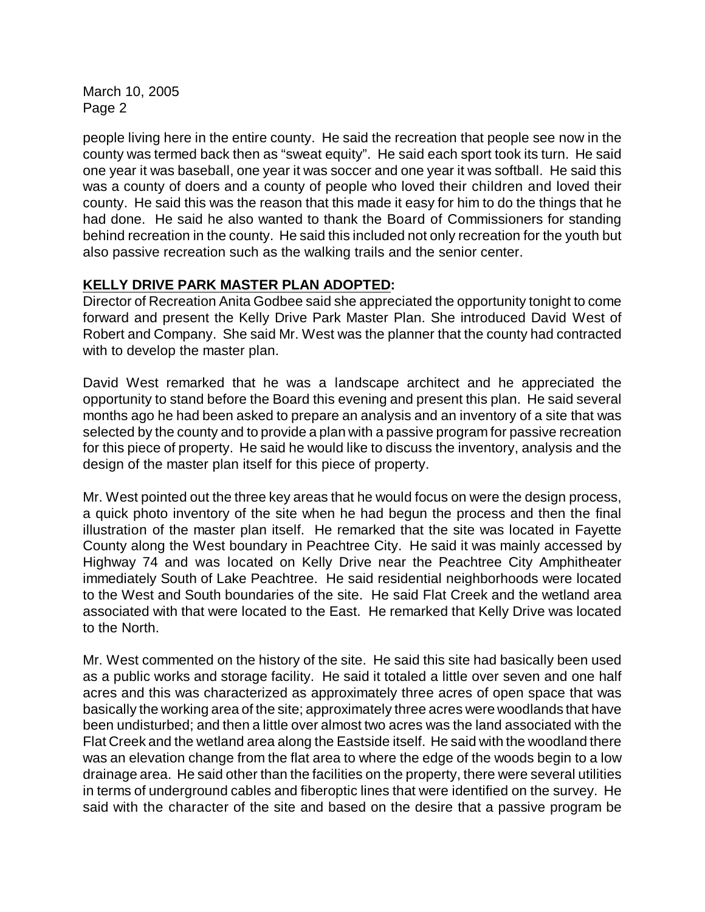people living here in the entire county. He said the recreation that people see now in the county was termed back then as "sweat equity". He said each sport took its turn. He said one year it was baseball, one year it was soccer and one year it was softball. He said this was a county of doers and a county of people who loved their children and loved their county. He said this was the reason that this made it easy for him to do the things that he had done. He said he also wanted to thank the Board of Commissioners for standing behind recreation in the county. He said this included not only recreation for the youth but also passive recreation such as the walking trails and the senior center.

**KELLY DRIVE PARK MASTER PLAN ADOPTED:**

Director of Recreation Anita Godbee said she appreciated the opportunity tonight to come forward and present the Kelly Drive Park Master Plan. She introduced David West of Robert and Company. She said Mr. West was the planner that the county had contracted with to develop the master plan.

David West remarked that he was a landscape architect and he appreciated the opportunity to stand before the Board this evening and present this plan. He said several months ago he had been asked to prepare an analysis and an inventory of a site that was selected by the county and to provide a plan with a passive program for passive recreation for this piece of property. He said he would like to discuss the inventory, analysis and the design of the master plan itself for this piece of property.

Mr. West pointed out the three key areas that he would focus on were the design process, a quick photo inventory of the site when he had begun the process and then the final illustration of the master plan itself. He remarked that the site was located in Fayette County along the West boundary in Peachtree City. He said it was mainly accessed by Highway 74 and was located on Kelly Drive near the Peachtree City Amphitheater immediately South of Lake Peachtree. He said residential neighborhoods were located to the West and South boundaries of the site. He said Flat Creek and the wetland area associated with that were located to the East. He remarked that Kelly Drive was located to the North.

Mr. West commented on the history of the site. He said this site had basically been used as a public works and storage facility. He said it totaled a little over seven and one half acres and this was characterized as approximately three acres of open space that was basically the working area of the site; approximately three acres were woodlands that have been undisturbed; and then a little over almost two acres was the land associated with the Flat Creek and the wetland area along the Eastside itself. He said with the woodland there was an elevation change from the flat area to where the edge of the woods begin to a low drainage area. He said other than the facilities on the property, there were several utilities in terms of underground cables and fiberoptic lines that were identified on the survey. He said with the character of the site and based on the desire that a passive program be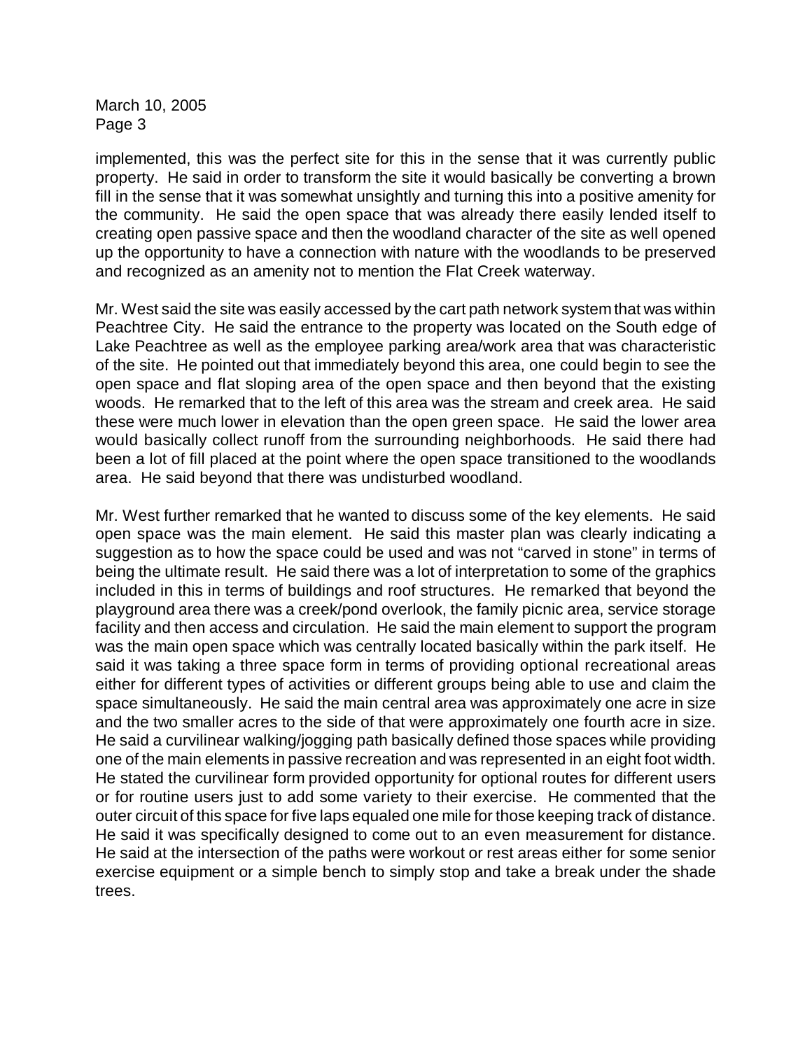implemented, this was the perfect site for this in the sense that it was currently public property. He said in order to transform the site it would basically be converting a brown fill in the sense that it was somewhat unsightly and turning this into a positive amenity for the community. He said the open space that was already there easily lended itself to creating open passive space and then the woodland character of the site as well opened up the opportunity to have a connection with nature with the woodlands to be preserved and recognized as an amenity not to mention the Flat Creek waterway.

Mr. West said the site was easily accessed by the cart path network system that was within Peachtree City. He said the entrance to the property was located on the South edge of Lake Peachtree as well as the employee parking area/work area that was characteristic of the site. He pointed out that immediately beyond this area, one could begin to see the open space and flat sloping area of the open space and then beyond that the existing woods. He remarked that to the left of this area was the stream and creek area. He said these were much lower in elevation than the open green space. He said the lower area would basically collect runoff from the surrounding neighborhoods. He said there had been a lot of fill placed at the point where the open space transitioned to the woodlands area. He said beyond that there was undisturbed woodland.

Mr. West further remarked that he wanted to discuss some of the key elements. He said open space was the main element. He said this master plan was clearly indicating a suggestion as to how the space could be used and was not "carved in stone" in terms of being the ultimate result. He said there was a lot of interpretation to some of the graphics included in this in terms of buildings and roof structures. He remarked that beyond the playground area there was a creek/pond overlook, the family picnic area, service storage facility and then access and circulation. He said the main element to support the program was the main open space which was centrally located basically within the park itself. He said it was taking a three space form in terms of providing optional recreational areas either for different types of activities or different groups being able to use and claim the space simultaneously. He said the main central area was approximately one acre in size and the two smaller acres to the side of that were approximately one fourth acre in size. He said a curvilinear walking/jogging path basically defined those spaces while providing one of the main elements in passive recreation and was represented in an eight foot width. He stated the curvilinear form provided opportunity for optional routes for different users or for routine users just to add some variety to their exercise. He commented that the outer circuit of this space for five laps equaled one mile for those keeping track of distance. He said it was specifically designed to come out to an even measurement for distance. He said at the intersection of the paths were workout or rest areas either for some senior exercise equipment or a simple bench to simply stop and take a break under the shade trees.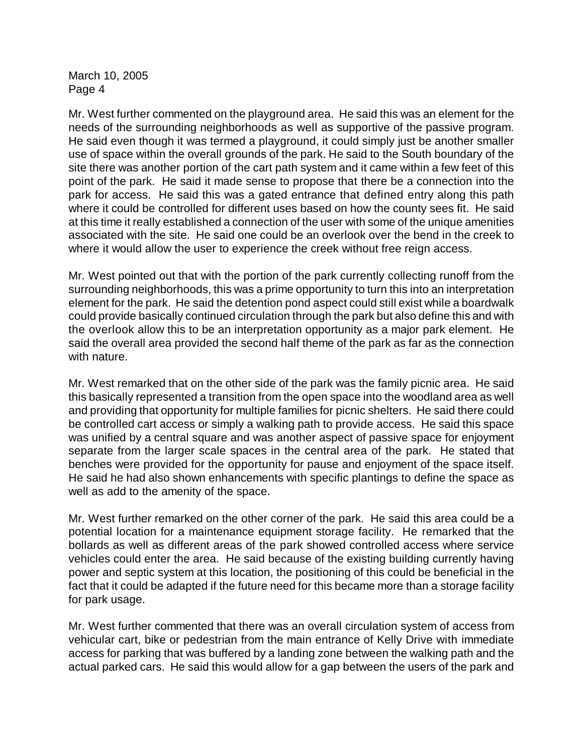Mr. West further commented on the playground area. He said this was an element for the needs of the surrounding neighborhoods as well as supportive of the passive program. He said even though it was termed a playground, it could simply just be another smaller use of space within the overall grounds of the park. He said to the South boundary of the site there was another portion of the cart path system and it came within a few feet of this point of the park. He said it made sense to propose that there be a connection into the park for access. He said this was a gated entrance that defined entry along this path where it could be controlled for different uses based on how the county sees fit. He said at this time it really established a connection of the user with some of the unique amenities associated with the site. He said one could be an overlook over the bend in the creek to where it would allow the user to experience the creek without free reign access.

Mr. West pointed out that with the portion of the park currently collecting runoff from the surrounding neighborhoods, this was a prime opportunity to turn this into an interpretation element for the park. He said the detention pond aspect could still exist while a boardwalk could provide basically continued circulation through the park but also define this and with the overlook allow this to be an interpretation opportunity as a major park element. He said the overall area provided the second half theme of the park as far as the connection with nature.

Mr. West remarked that on the other side of the park was the family picnic area. He said this basically represented a transition from the open space into the woodland area as well and providing that opportunity for multiple families for picnic shelters. He said there could be controlled cart access or simply a walking path to provide access. He said this space was unified by a central square and was another aspect of passive space for enjoyment separate from the larger scale spaces in the central area of the park. He stated that benches were provided for the opportunity for pause and enjoyment of the space itself. He said he had also shown enhancements with specific plantings to define the space as well as add to the amenity of the space.

Mr. West further remarked on the other corner of the park. He said this area could be a potential location for a maintenance equipment storage facility. He remarked that the bollards as well as different areas of the park showed controlled access where service vehicles could enter the area. He said because of the existing building currently having power and septic system at this location, the positioning of this could be beneficial in the fact that it could be adapted if the future need for this became more than a storage facility for park usage.

Mr. West further commented that there was an overall circulation system of access from vehicular cart, bike or pedestrian from the main entrance of Kelly Drive with immediate access for parking that was buffered by a landing zone between the walking path and the actual parked cars. He said this would allow for a gap between the users of the park and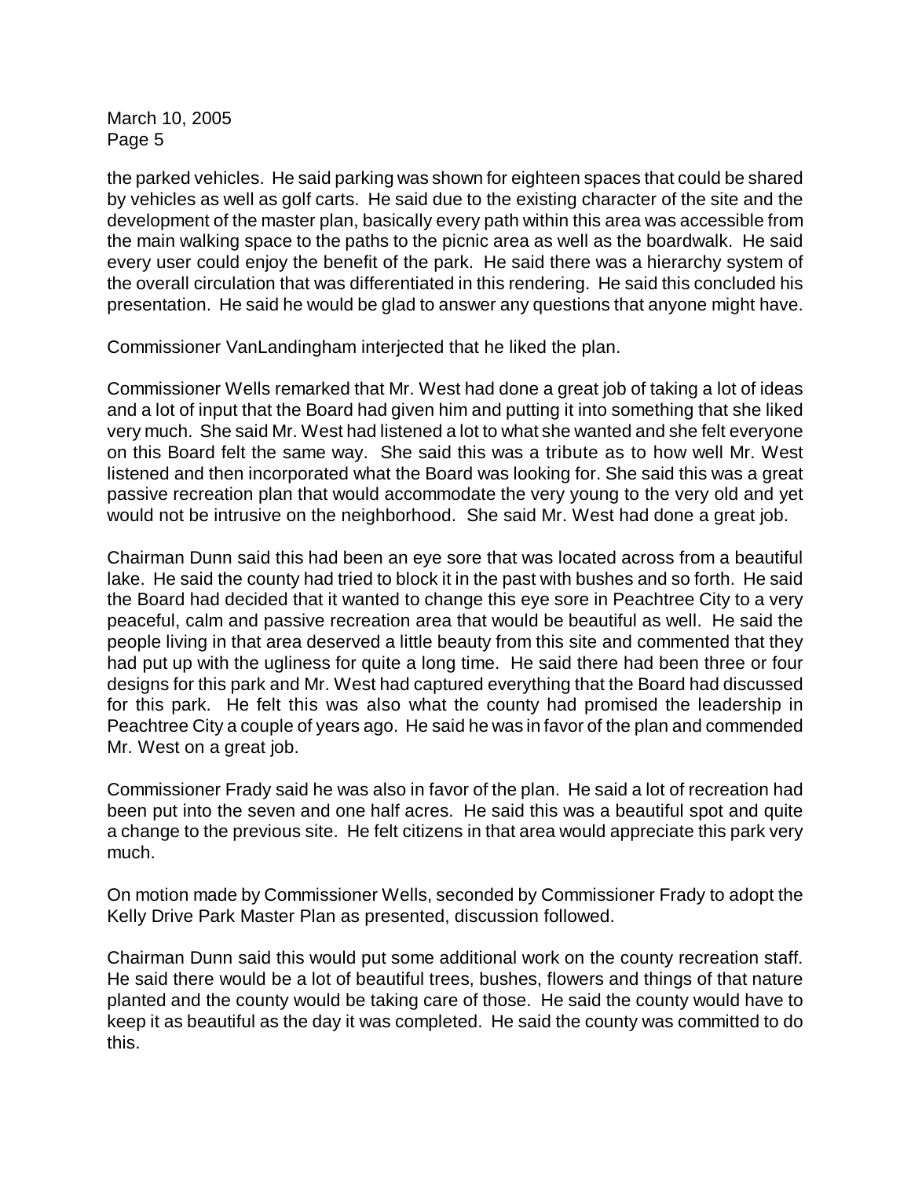the parked vehicles. He said parking was shown for eighteen spaces that could be shared by vehicles as well as golf carts. He said due to the existing character of the site and the development of the master plan, basically every path within this area was accessible from the main walking space to the paths to the picnic area as well as the boardwalk. He said every user could enjoy the benefit of the park. He said there was a hierarchy system of the overall circulation that was differentiated in this rendering. He said this concluded his presentation. He said he would be glad to answer any questions that anyone might have.

Commissioner VanLandingham interjected that he liked the plan.

Commissioner Wells remarked that Mr. West had done a great job of taking a lot of ideas and a lot of input that the Board had given him and putting it into something that she liked very much. She said Mr. West had listened a lot to what she wanted and she felt everyone on this Board felt the same way. She said this was a tribute as to how well Mr. West listened and then incorporated what the Board was looking for. She said this was a great passive recreation plan that would accommodate the very young to the very old and yet would not be intrusive on the neighborhood. She said Mr. West had done a great job.

Chairman Dunn said this had been an eye sore that was located across from a beautiful lake. He said the county had tried to block it in the past with bushes and so forth. He said the Board had decided that it wanted to change this eye sore in Peachtree City to a very peaceful, calm and passive recreation area that would be beautiful as well. He said the people living in that area deserved a little beauty from this site and commented that they had put up with the ugliness for quite a long time. He said there had been three or four designs for this park and Mr. West had captured everything that the Board had discussed for this park. He felt this was also what the county had promised the leadership in Peachtree City a couple of years ago. He said he was in favor of the plan and commended Mr. West on a great job.

Commissioner Frady said he was also in favor of the plan. He said a lot of recreation had been put into the seven and one half acres. He said this was a beautiful spot and quite a change to the previous site. He felt citizens in that area would appreciate this park very much.

On motion made by Commissioner Wells, seconded by Commissioner Frady to adopt the Kelly Drive Park Master Plan as presented, discussion followed.

Chairman Dunn said this would put some additional work on the county recreation staff. He said there would be a lot of beautiful trees, bushes, flowers and things of that nature planted and the county would be taking care of those. He said the county would have to keep it as beautiful as the day it was completed. He said the county was committed to do this.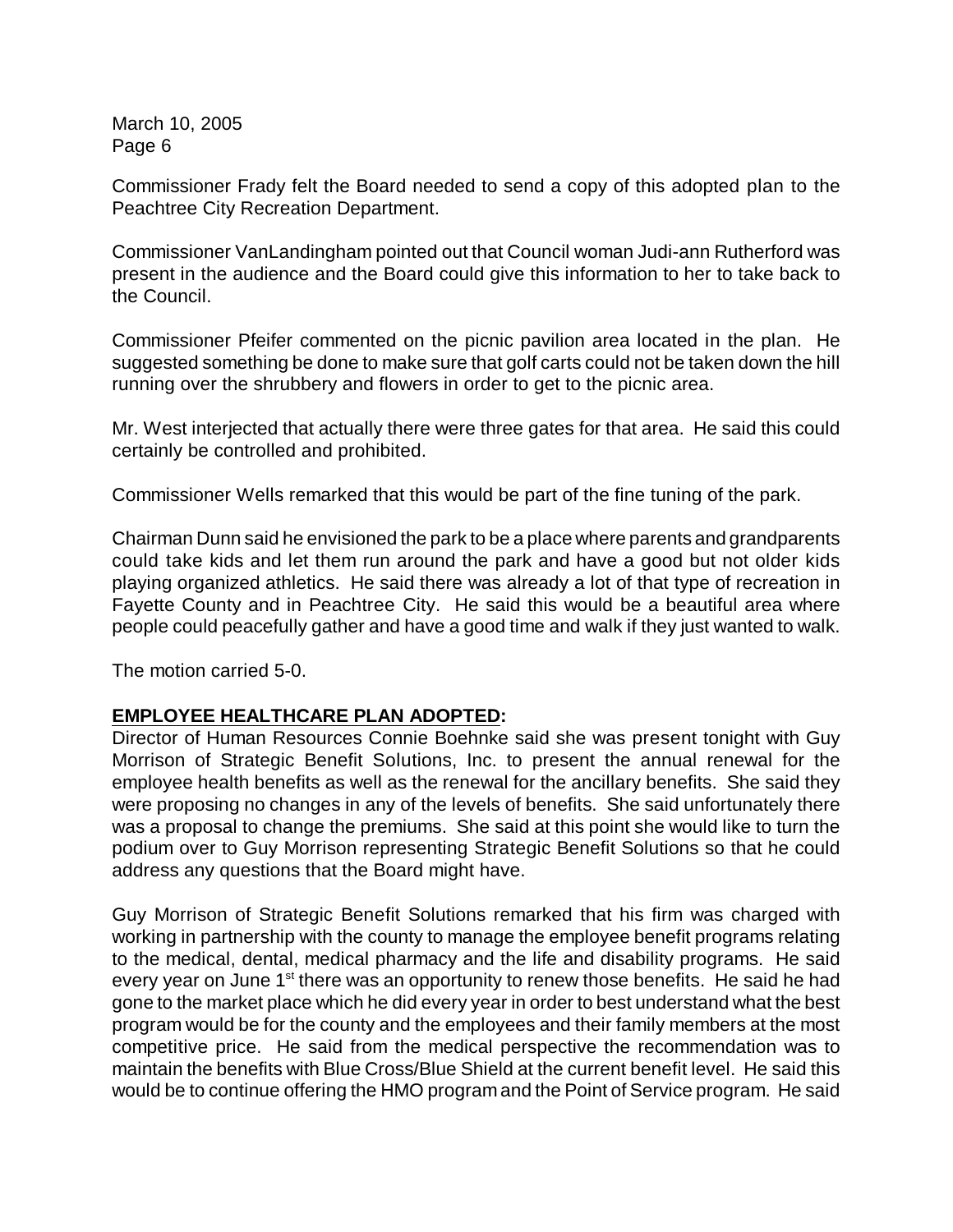Commissioner Frady felt the Board needed to send a copy of this adopted plan to the Peachtree City Recreation Department.

Commissioner VanLandingham pointed out that Council woman Judi-ann Rutherford was present in the audience and the Board could give this information to her to take back to the Council.

Commissioner Pfeifer commented on the picnic pavilion area located in the plan. He suggested something be done to make sure that golf carts could not be taken down the hill running over the shrubbery and flowers in order to get to the picnic area.

Mr. West interjected that actually there were three gates for that area. He said this could certainly be controlled and prohibited.

Commissioner Wells remarked that this would be part of the fine tuning of the park.

Chairman Dunn said he envisioned the park to be a place where parents and grandparents could take kids and let them run around the park and have a good but not older kids playing organized athletics. He said there was already a lot of that type of recreation in Fayette County and in Peachtree City. He said this would be a beautiful area where people could peacefully gather and have a good time and walk if they just wanted to walk.

The motion carried 5-0.

**EMPLOYEE HEALTHCARE PLAN ADOPTED:**

Director of Human Resources Connie Boehnke said she was present tonight with Guy Morrison of Strategic Benefit Solutions, Inc. to present the annual renewal for the employee health benefits as well as the renewal for the ancillary benefits. She said they were proposing no changes in any of the levels of benefits. She said unfortunately there was a proposal to change the premiums. She said at this point she would like to turn the podium over to Guy Morrison representing Strategic Benefit Solutions so that he could address any questions that the Board might have.

Guy Morrison of Strategic Benefit Solutions remarked that his firm was charged with working in partnership with the county to manage the employee benefit programs relating to the medical, dental, medical pharmacy and the life and disability programs. He said every year on June 1st there was an opportunity to renew those benefits. He said he had gone to the market place which he did every year in order to best understand what the best program would be for the county and the employees and their family members at the most competitive price. He said from the medical perspective the recommendation was to maintain the benefits with Blue Cross/Blue Shield at the current benefit level. He said this would be to continue offering the HMO program and the Point of Service program. He said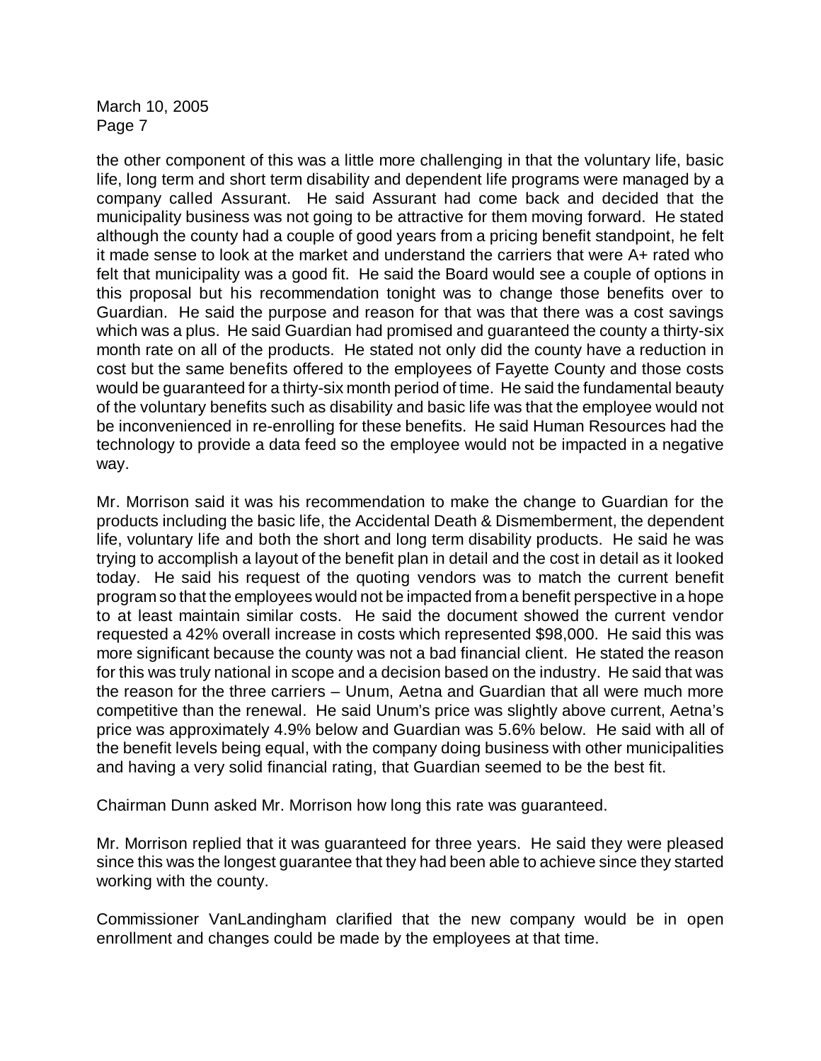the other component of this was a little more challenging in that the voluntary life, basic life, long term and short term disability and dependent life programs were managed by a company called Assurant. He said Assurant had come back and decided that the municipality business was not going to be attractive for them moving forward. He stated although the county had a couple of good years from a pricing benefit standpoint, he felt it made sense to look at the market and understand the carriers that were A+ rated who felt that municipality was a good fit. He said the Board would see a couple of options in this proposal but his recommendation tonight was to change those benefits over to Guardian. He said the purpose and reason for that was that there was a cost savings which was a plus. He said Guardian had promised and guaranteed the county a thirty-six month rate on all of the products. He stated not only did the county have a reduction in cost but the same benefits offered to the employees of Fayette County and those costs would be guaranteed for a thirty-six month period of time. He said the fundamental beauty of the voluntary benefits such as disability and basic life was that the employee would not be inconvenienced in re-enrolling for these benefits. He said Human Resources had the technology to provide a data feed so the employee would not be impacted in a negative way.

Mr. Morrison said it was his recommendation to make the change to Guardian for the products including the basic life, the Accidental Death & Dismemberment, the dependent life, voluntary life and both the short and long term disability products. He said he was trying to accomplish a layout of the benefit plan in detail and the cost in detail as it looked today. He said his request of the quoting vendors was to match the current benefit program so that the employees would not be impacted from a benefit perspective in a hope to at least maintain similar costs. He said the document showed the current vendor requested a 42% overall increase in costs which represented $98,000. He said this was more significant because the county was not a bad financial client. He stated the reason for this was truly national in scope and a decision based on the industry. He said that was the reason for the three carriers – Unum, Aetna and Guardian that all were much more competitive than the renewal. He said Unum's price was slightly above current, Aetna's price was approximately 4.9% below and Guardian was 5.6% below. He said with all of the benefit levels being equal, with the company doing business with other municipalities and having a very solid financial rating, that Guardian seemed to be the best fit.

Chairman Dunn asked Mr. Morrison how long this rate was guaranteed.

Mr. Morrison replied that it was guaranteed for three years. He said they were pleased since this was the longest guarantee that they had been able to achieve since they started working with the county.

Commissioner VanLandingham clarified that the new company would be in open enrollment and changes could be made by the employees at that time.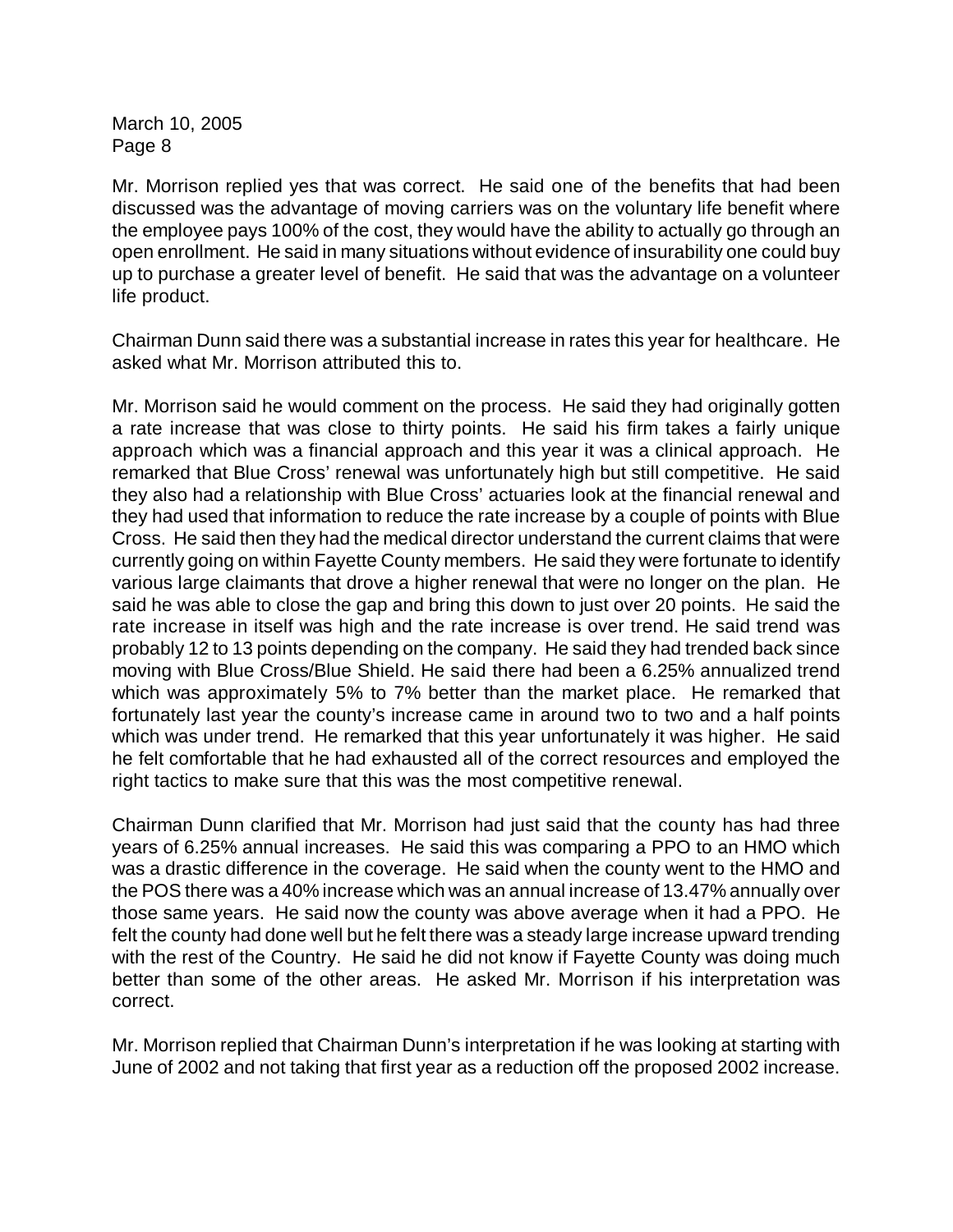Mr. Morrison replied yes that was correct. He said one of the benefits that had been discussed was the advantage of moving carriers was on the voluntary life benefit where the employee pays 100% of the cost, they would have the ability to actually go through an open enrollment. He said in many situations without evidence of insurability one could buy up to purchase a greater level of benefit. He said that was the advantage on a volunteer life product.

Chairman Dunn said there was a substantial increase in rates this year for healthcare. He asked what Mr. Morrison attributed this to.

Mr. Morrison said he would comment on the process. He said they had originally gotten a rate increase that was close to thirty points. He said his firm takes a fairly unique approach which was a financial approach and this year it was a clinical approach. He remarked that Blue Cross' renewal was unfortunately high but still competitive. He said they also had a relationship with Blue Cross' actuaries look at the financial renewal and they had used that information to reduce the rate increase by a couple of points with Blue Cross. He said then they had the medical director understand the current claims that were currently going on within Fayette County members. He said they were fortunate to identify various large claimants that drove a higher renewal that were no longer on the plan. He said he was able to close the gap and bring this down to just over 20 points. He said the rate increase in itself was high and the rate increase is over trend. He said trend was probably 12 to 13 points depending on the company. He said they had trended back since moving with Blue Cross/Blue Shield. He said there had been a 6.25% annualized trend which was approximately 5% to 7% better than the market place. He remarked that fortunately last year the county's increase came in around two to two and a half points which was under trend. He remarked that this year unfortunately it was higher. He said he felt comfortable that he had exhausted all of the correct resources and employed the right tactics to make sure that this was the most competitive renewal.

Chairman Dunn clarified that Mr. Morrison had just said that the county has had three years of 6.25% annual increases. He said this was comparing a PPO to an HMO which was a drastic difference in the coverage. He said when the county went to the HMO and the POS there was a 40% increase which was an annual increase of 13.47% annually over those same years. He said now the county was above average when it had a PPO. He felt the county had done well but he felt there was a steady large increase upward trending with the rest of the Country. He said he did not know if Fayette County was doing much better than some of the other areas. He asked Mr. Morrison if his interpretation was correct.

Mr. Morrison replied that Chairman Dunn's interpretation if he was looking at starting with June of 2002 and not taking that first year as a reduction off the proposed 2002 increase.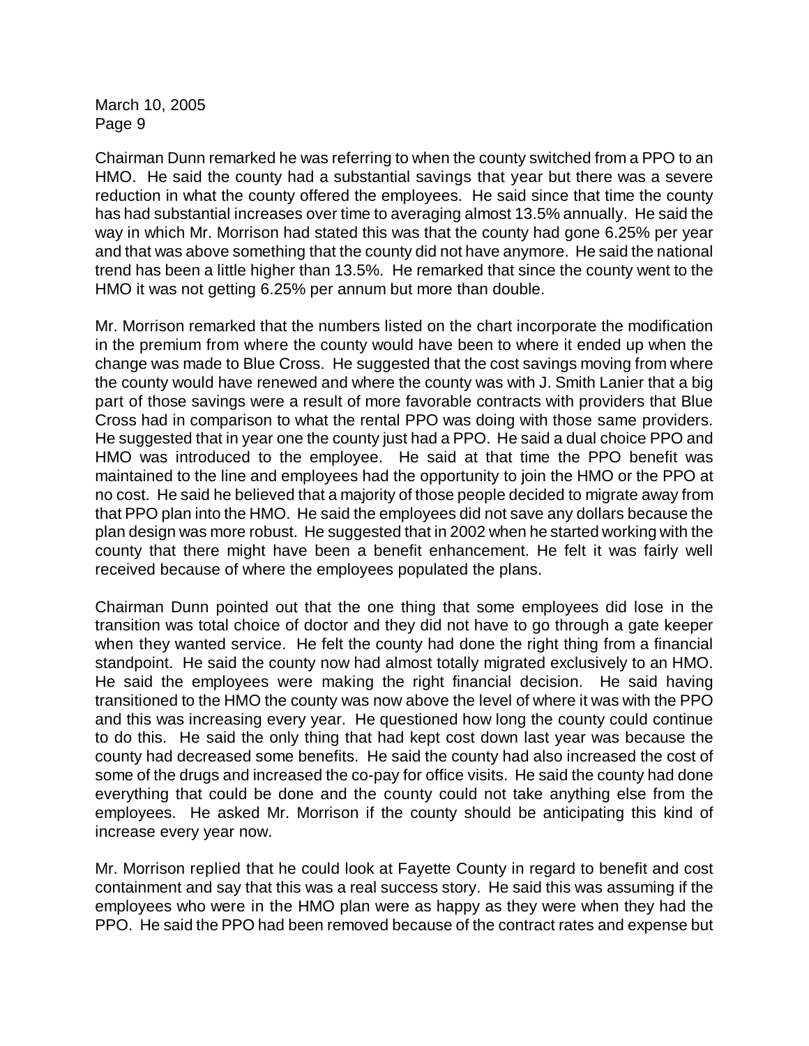Chairman Dunn remarked he was referring to when the county switched from a PPO to an HMO. He said the county had a substantial savings that year but there was a severe reduction in what the county offered the employees. He said since that time the county has had substantial increases over time to averaging almost 13.5% annually. He said the way in which Mr. Morrison had stated this was that the county had gone 6.25% per year and that was above something that the county did not have anymore. He said the national trend has been a little higher than 13.5%. He remarked that since the county went to the HMO it was not getting 6.25% per annum but more than double.

Mr. Morrison remarked that the numbers listed on the chart incorporate the modification in the premium from where the county would have been to where it ended up when the change was made to Blue Cross. He suggested that the cost savings moving from where the county would have renewed and where the county was with J. Smith Lanier that a big part of those savings were a result of more favorable contracts with providers that Blue Cross had in comparison to what the rental PPO was doing with those same providers. He suggested that in year one the county just had a PPO. He said a dual choice PPO and HMO was introduced to the employee. He said at that time the PPO benefit was maintained to the line and employees had the opportunity to join the HMO or the PPO at no cost. He said he believed that a majority of those people decided to migrate away from that PPO plan into the HMO. He said the employees did not save any dollars because the plan design was more robust. He suggested that in 2002 when he started working with the county that there might have been a benefit enhancement. He felt it was fairly well received because of where the employees populated the plans.

Chairman Dunn pointed out that the one thing that some employees did lose in the transition was total choice of doctor and they did not have to go through a gate keeper when they wanted service. He felt the county had done the right thing from a financial standpoint. He said the county now had almost totally migrated exclusively to an HMO. He said the employees were making the right financial decision. He said having transitioned to the HMO the county was now above the level of where it was with the PPO and this was increasing every year. He questioned how long the county could continue to do this. He said the only thing that had kept cost down last year was because the county had decreased some benefits. He said the county had also increased the cost of some of the drugs and increased the co-pay for office visits. He said the county had done everything that could be done and the county could not take anything else from the employees. He asked Mr. Morrison if the county should be anticipating this kind of increase every year now.

Mr. Morrison replied that he could look at Fayette County in regard to benefit and cost containment and say that this was a real success story. He said this was assuming if the employees who were in the HMO plan were as happy as they were when they had the PPO. He said the PPO had been removed because of the contract rates and expense but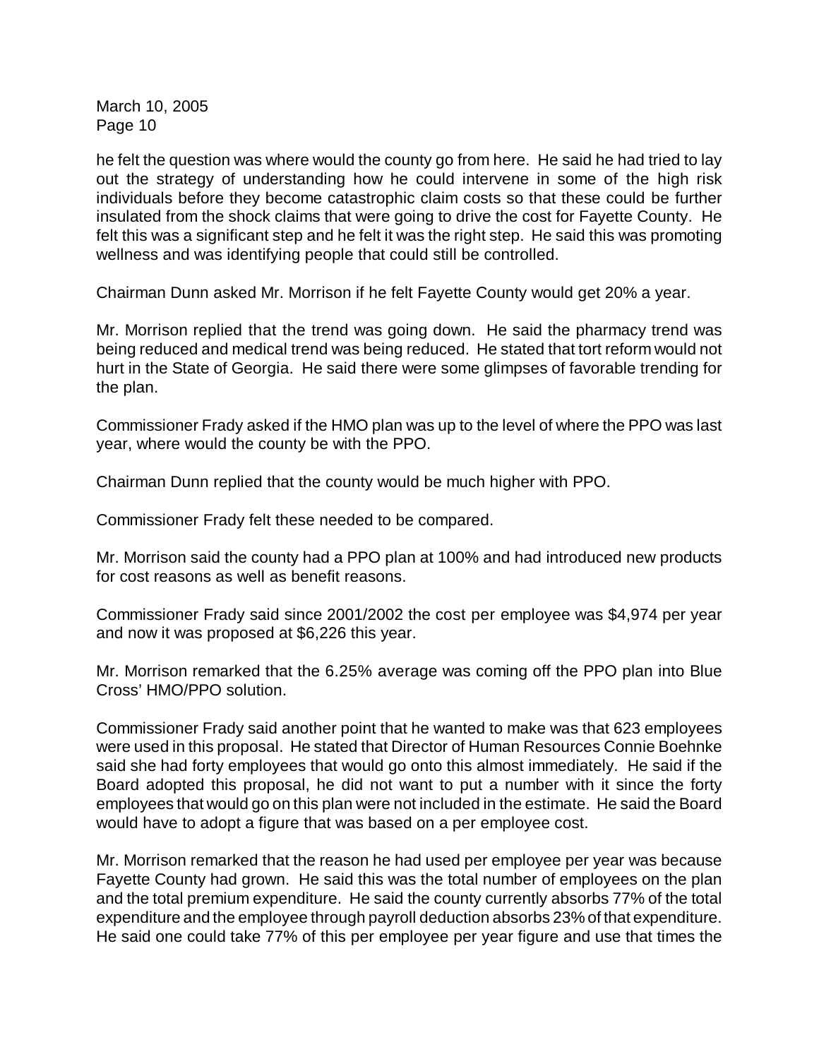he felt the question was where would the county go from here. He said he had tried to lay out the strategy of understanding how he could intervene in some of the high risk individuals before they become catastrophic claim costs so that these could be further insulated from the shock claims that were going to drive the cost for Fayette County. He felt this was a significant step and he felt it was the right step. He said this was promoting wellness and was identifying people that could still be controlled.

Chairman Dunn asked Mr. Morrison if he felt Fayette County would get 20% a year.

Mr. Morrison replied that the trend was going down. He said the pharmacy trend was being reduced and medical trend was being reduced. He stated that tort reform would not hurt in the State of Georgia. He said there were some glimpses of favorable trending for the plan.

Commissioner Frady asked if the HMO plan was up to the level of where the PPO was last year, where would the county be with the PPO.

Chairman Dunn replied that the county would be much higher with PPO.

Commissioner Frady felt these needed to be compared.

Mr. Morrison said the county had a PPO plan at 100% and had introduced new products for cost reasons as well as benefit reasons.

Commissioner Frady said since 2001/2002 the cost per employee was $4,974 per year and now it was proposed at $6,226 this year.

Mr. Morrison remarked that the 6.25% average was coming off the PPO plan into Blue Cross' HMO/PPO solution.

Commissioner Frady said another point that he wanted to make was that 623 employees were used in this proposal. He stated that Director of Human Resources Connie Boehnke said she had forty employees that would go onto this almost immediately. He said if the Board adopted this proposal, he did not want to put a number with it since the forty employees that would go on this plan were not included in the estimate. He said the Board would have to adopt a figure that was based on a per employee cost.

Mr. Morrison remarked that the reason he had used per employee per year was because Fayette County had grown. He said this was the total number of employees on the plan and the total premium expenditure. He said the county currently absorbs 77% of the total expenditure and the employee through payroll deduction absorbs 23% of that expenditure. He said one could take 77% of this per employee per year figure and use that times the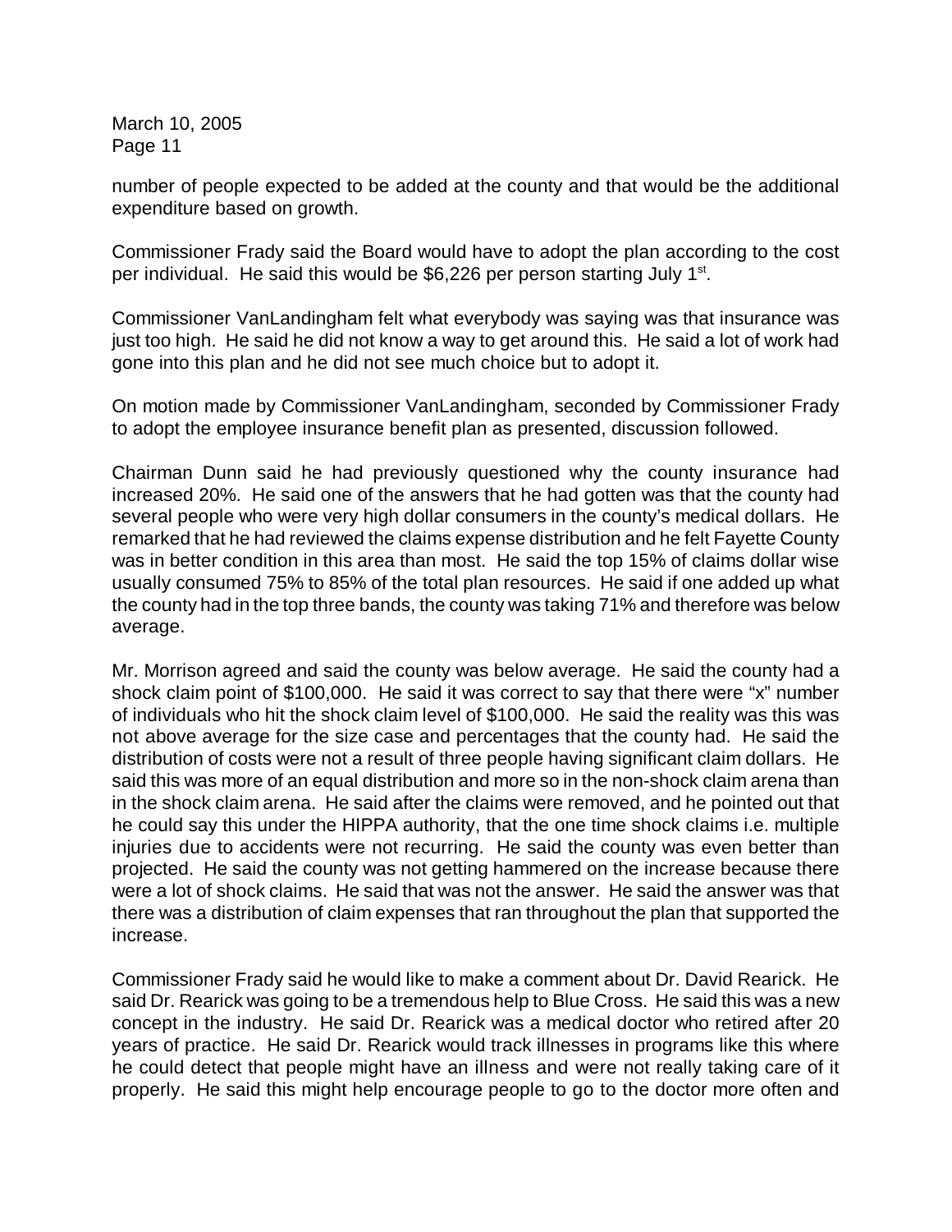number of people expected to be added at the county and that would be the additional expenditure based on growth.

Commissioner Frady said the Board would have to adopt the plan according to the cost per individual. He said this would be $6,226 per person starting July 1st.

Commissioner VanLandingham felt what everybody was saying was that insurance was just too high. He said he did not know a way to get around this. He said a lot of work had gone into this plan and he did not see much choice but to adopt it.

On motion made by Commissioner VanLandingham, seconded by Commissioner Frady to adopt the employee insurance benefit plan as presented, discussion followed.

Chairman Dunn said he had previously questioned why the county insurance had increased 20%. He said one of the answers that he had gotten was that the county had several people who were very high dollar consumers in the county's medical dollars. He remarked that he had reviewed the claims expense distribution and he felt Fayette County was in better condition in this area than most. He said the top 15% of claims dollar wise usually consumed 75% to 85% of the total plan resources. He said if one added up what the county had in the top three bands, the county was taking 71% and therefore was below average.

Mr. Morrison agreed and said the county was below average. He said the county had a shock claim point of $100,000. He said it was correct to say that there were "x" number of individuals who hit the shock claim level of $100,000. He said the reality was this was not above average for the size case and percentages that the county had. He said the distribution of costs were not a result of three people having significant claim dollars. He said this was more of an equal distribution and more so in the non-shock claim arena than in the shock claim arena. He said after the claims were removed, and he pointed out that he could say this under the HIPPA authority, that the one time shock claims i.e. multiple injuries due to accidents were not recurring. He said the county was even better than projected. He said the county was not getting hammered on the increase because there were a lot of shock claims. He said that was not the answer. He said the answer was that there was a distribution of claim expenses that ran throughout the plan that supported the increase.

Commissioner Frady said he would like to make a comment about Dr. David Rearick. He said Dr. Rearick was going to be a tremendous help to Blue Cross. He said this was a new concept in the industry. He said Dr. Rearick was a medical doctor who retired after 20 years of practice. He said Dr. Rearick would track illnesses in programs like this where he could detect that people might have an illness and were not really taking care of it properly. He said this might help encourage people to go to the doctor more often and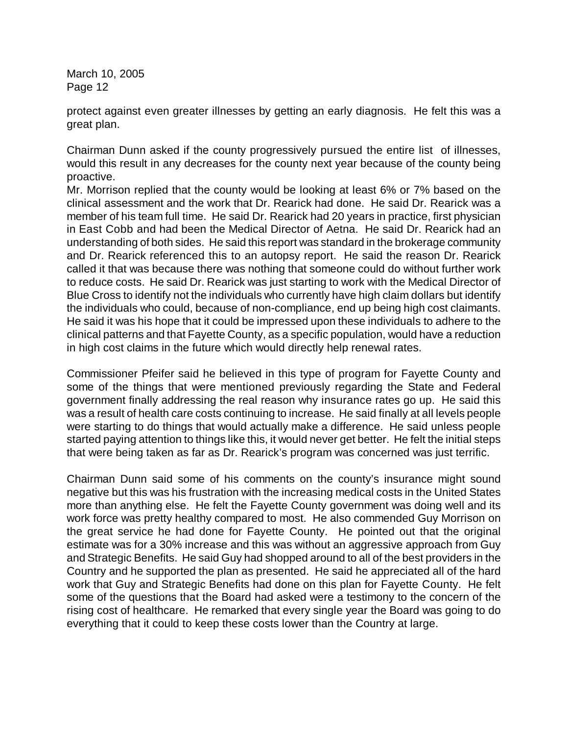protect against even greater illnesses by getting an early diagnosis. He felt this was a great plan.

Chairman Dunn asked if the county progressively pursued the entire list of illnesses, would this result in any decreases for the county next year because of the county being proactive.
Mr. Morrison replied that the county would be looking at least 6% or 7% based on the clinical assessment and the work that Dr. Rearick had done. He said Dr. Rearick was a member of his team full time. He said Dr. Rearick had 20 years in practice, first physician in East Cobb and had been the Medical Director of Aetna. He said Dr. Rearick had an understanding of both sides. He said this report was standard in the brokerage community and Dr. Rearick referenced this to an autopsy report. He said the reason Dr. Rearick called it that was because there was nothing that someone could do without further work to reduce costs. He said Dr. Rearick was just starting to work with the Medical Director of Blue Cross to identify not the individuals who currently have high claim dollars but identify the individuals who could, because of non-compliance, end up being high cost claimants. He said it was his hope that it could be impressed upon these individuals to adhere to the clinical patterns and that Fayette County, as a specific population, would have a reduction in high cost claims in the future which would directly help renewal rates.

Commissioner Pfeifer said he believed in this type of program for Fayette County and some of the things that were mentioned previously regarding the State and Federal government finally addressing the real reason why insurance rates go up. He said this was a result of health care costs continuing to increase. He said finally at all levels people were starting to do things that would actually make a difference. He said unless people started paying attention to things like this, it would never get better. He felt the initial steps that were being taken as far as Dr. Rearick's program was concerned was just terrific.

Chairman Dunn said some of his comments on the county's insurance might sound negative but this was his frustration with the increasing medical costs in the United States more than anything else. He felt the Fayette County government was doing well and its work force was pretty healthy compared to most. He also commended Guy Morrison on the great service he had done for Fayette County. He pointed out that the original estimate was for a 30% increase and this was without an aggressive approach from Guy and Strategic Benefits. He said Guy had shopped around to all of the best providers in the Country and he supported the plan as presented. He said he appreciated all of the hard work that Guy and Strategic Benefits had done on this plan for Fayette County. He felt some of the questions that the Board had asked were a testimony to the concern of the rising cost of healthcare. He remarked that every single year the Board was going to do everything that it could to keep these costs lower than the Country at large.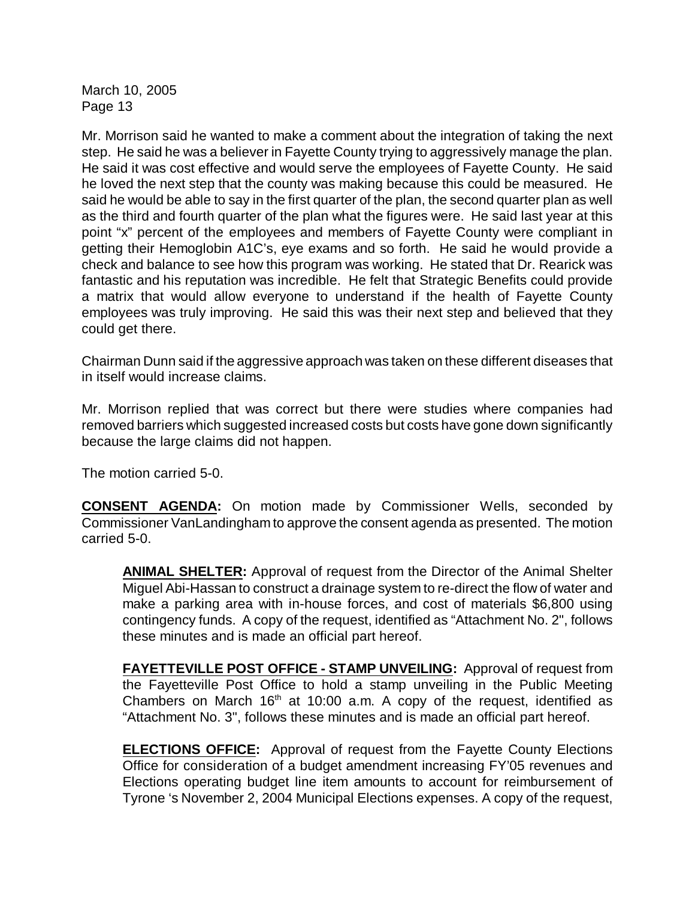Mr. Morrison said he wanted to make a comment about the integration of taking the next step. He said he was a believer in Fayette County trying to aggressively manage the plan. He said it was cost effective and would serve the employees of Fayette County. He said he loved the next step that the county was making because this could be measured. He said he would be able to say in the first quarter of the plan, the second quarter plan as well as the third and fourth quarter of the plan what the figures were. He said last year at this point "x" percent of the employees and members of Fayette County were compliant in getting their Hemoglobin A1C's, eye exams and so forth. He said he would provide a check and balance to see how this program was working. He stated that Dr. Rearick was fantastic and his reputation was incredible. He felt that Strategic Benefits could provide a matrix that would allow everyone to understand if the health of Fayette County employees was truly improving. He said this was their next step and believed that they could get there.

Chairman Dunn said if the aggressive approach was taken on these different diseases that in itself would increase claims.

Mr. Morrison replied that was correct but there were studies where companies had removed barriers which suggested increased costs but costs have gone down significantly because the large claims did not happen.

The motion carried 5-0.

**CONSENT AGENDA:** On motion made by Commissioner Wells, seconded by Commissioner VanLandingham to approve the consent agenda as presented. The motion carried 5-0.

> **ANIMAL SHELTER:** Approval of request from the Director of the Animal Shelter Miguel Abi-Hassan to construct a drainage system to re-direct the flow of water and make a parking area with in-house forces, and cost of materials $6,800 using contingency funds. A copy of the request, identified as "Attachment No. 2", follows these minutes and is made an official part hereof.
>
> **FAYETTEVILLE POST OFFICE - STAMP UNVEILING:** Approval of request from the Fayetteville Post Office to hold a stamp unveiling in the Public Meeting Chambers on March 16th at 10:00 a.m. A copy of the request, identified as "Attachment No. 3", follows these minutes and is made an official part hereof.
>
> **ELECTIONS OFFICE:** Approval of request from the Fayette County Elections Office for consideration of a budget amendment increasing FY'05 revenues and Elections operating budget line item amounts to account for reimbursement of Tyrone 's November 2, 2004 Municipal Elections expenses. A copy of the request,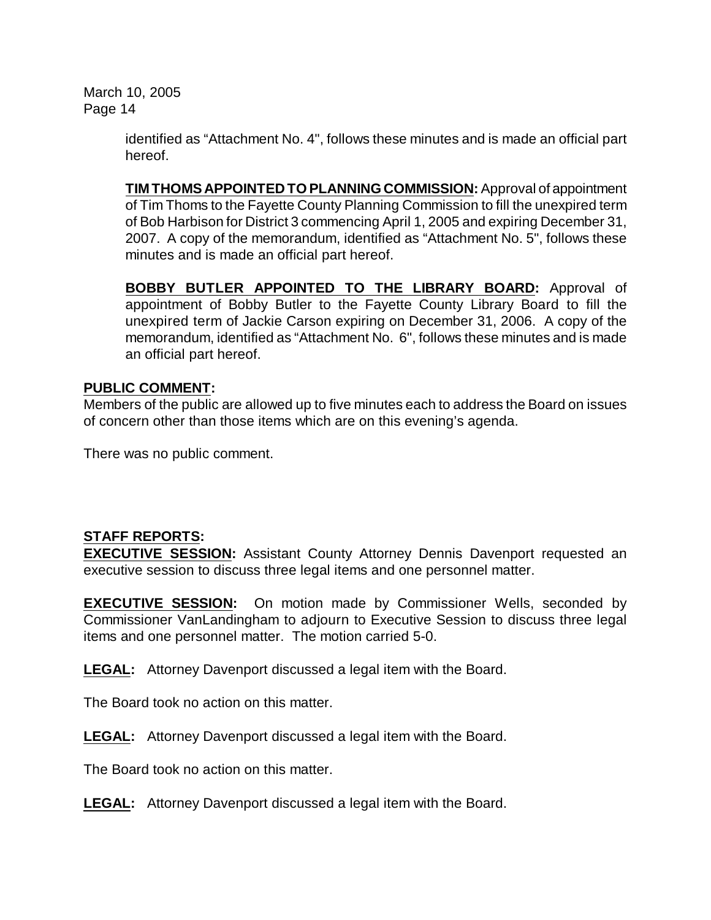identified as “Attachment No. 4", follows these minutes and is made an official part hereof.

**TIM THOMS APPOINTED TO PLANNING COMMISSION:** Approval of appointment of Tim Thoms to the Fayette County Planning Commission to fill the unexpired term of Bob Harbison for District 3 commencing April 1, 2005 and expiring December 31, 2007. A copy of the memorandum, identified as “Attachment No. 5", follows these minutes and is made an official part hereof.

**BOBBY BUTLER APPOINTED TO THE LIBRARY BOARD:** Approval of appointment of Bobby Butler to the Fayette County Library Board to fill the unexpired term of Jackie Carson expiring on December 31, 2006. A copy of the memorandum, identified as “Attachment No. 6", follows these minutes and is made an official part hereof.

**PUBLIC COMMENT:**

Members of the public are allowed up to five minutes each to address the Board on issues of concern other than those items which are on this evening’s agenda.

There was no public comment.

**STAFF REPORTS:**

**EXECUTIVE SESSION:** Assistant County Attorney Dennis Davenport requested an executive session to discuss three legal items and one personnel matter.

**EXECUTIVE SESSION:** On motion made by Commissioner Wells, seconded by Commissioner VanLandingham to adjourn to Executive Session to discuss three legal items and one personnel matter. The motion carried 5-0.

**LEGAL:** Attorney Davenport discussed a legal item with the Board.

The Board took no action on this matter.

**LEGAL:** Attorney Davenport discussed a legal item with the Board.

The Board took no action on this matter.

**LEGAL:** Attorney Davenport discussed a legal item with the Board.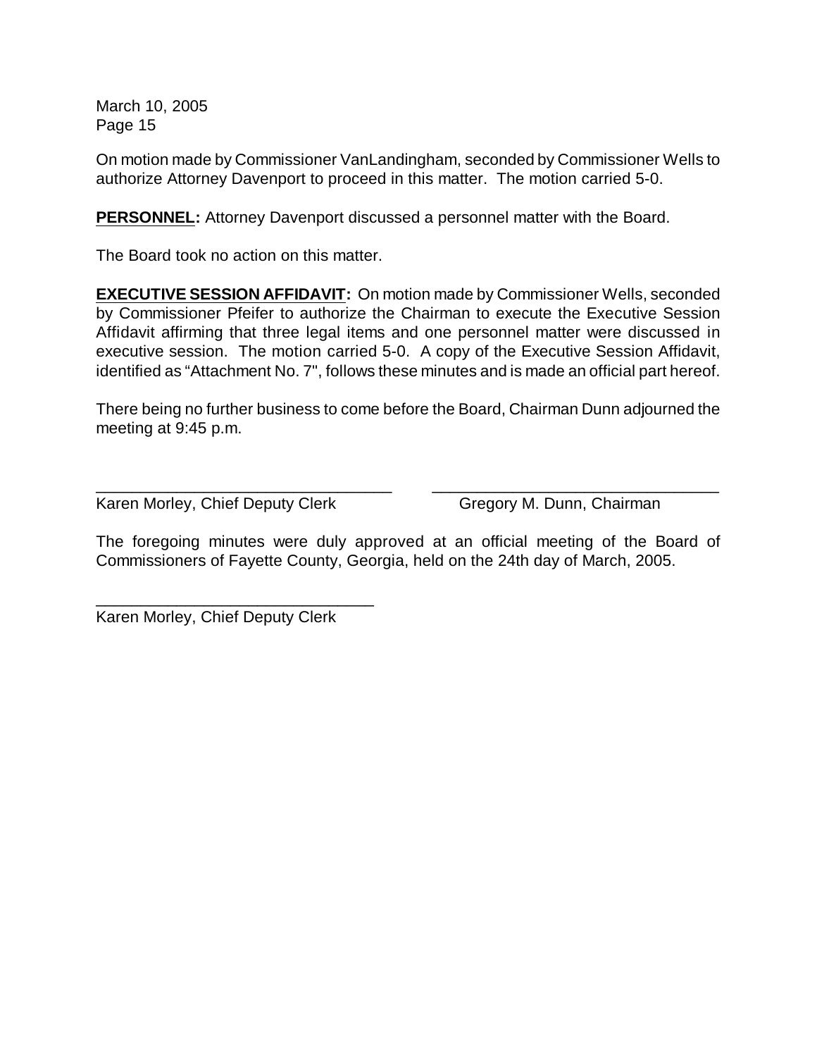On motion made by Commissioner VanLandingham, seconded by Commissioner Wells to authorize Attorney Davenport to proceed in this matter. The motion carried 5-0.

**PERSONNEL:** Attorney Davenport discussed a personnel matter with the Board.

The Board took no action on this matter.

**EXECUTIVE SESSION AFFIDAVIT:** On motion made by Commissioner Wells, seconded by Commissioner Pfeifer to authorize the Chairman to execute the Executive Session Affidavit affirming that three legal items and one personnel matter were discussed in executive session. The motion carried 5-0. A copy of the Executive Session Affidavit, identified as "Attachment No. 7", follows these minutes and is made an official part hereof.

There being no further business to come before the Board, Chairman Dunn adjourned the meeting at 9:45 p.m.

\_\_\_\_\_\_\_\_\_\_\_\_\_\_\_\_\_\_\_\_\_\_\_\_\_\_\_\_\_\_\_\_\_
Karen Morley, Chief Deputy Clerk

\_\_\_\_\_\_\_\_\_\_\_\_\_\_\_\_\_\_\_\_\_\_\_\_\_\_\_\_\_\_\_\_\_
Gregory M. Dunn, Chairman

The foregoing minutes were duly approved at an official meeting of the Board of Commissioners of Fayette County, Georgia, held on the 24th day of March, 2005.

\_\_\_\_\_\_\_\_\_\_\_\_\_\_\_\_\_\_\_\_\_\_\_\_\_\_\_\_\_\_\_\_\_
Karen Morley, Chief Deputy Clerk